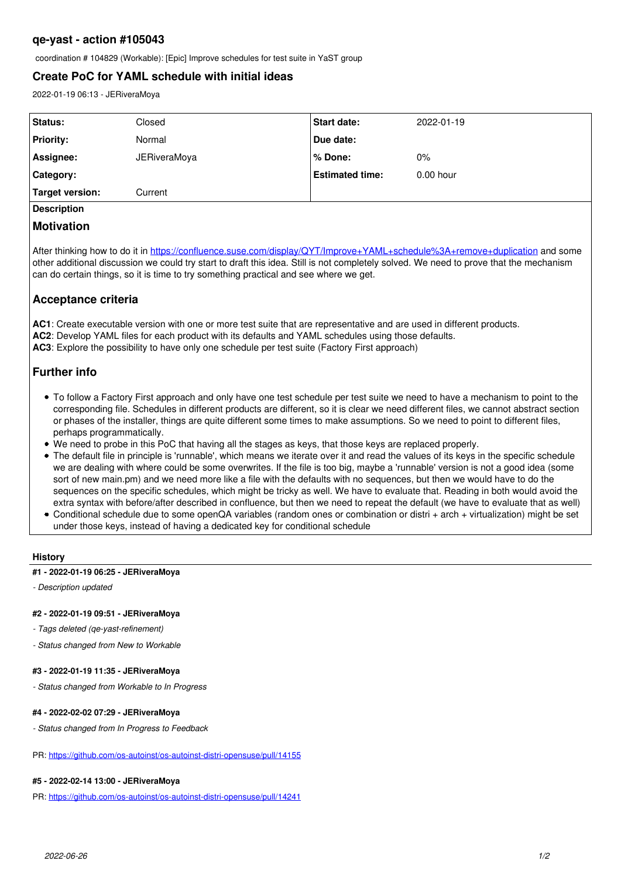## qe-yast - action #105043

coordination # 104829 (Workable): [Epic] Improve schedules for test suite in YaST group

## Create PoC for YAML schedule with initial ideas

2022-01-19 06:13 - JERiveraMoya

| | | | |
|---|---|---|---|
| **Status:** | Closed | **Start date:** | 2022-01-19 |
| **Priority:** | Normal | **Due date:** | |
| **Assignee:** | JERiveraMoya | **% Done:** | 0% |
| **Category:** | | **Estimated time:** | 0.00 hour |
| **Target version:** | Current | | |

**Description**

### Motivation

After thinking how to do it in https://confluence.suse.com/display/QYT/Improve+YAML+schedule%3A+remove+duplication and some other additional discussion we could try start to draft this idea. Still is not completely solved. We need to prove that the mechanism can do certain things, so it is time to try something practical and see where we get.

### Acceptance criteria

**AC1**: Create executable version with one or more test suite that are representative and are used in different products.
**AC2**: Develop YAML files for each product with its defaults and YAML schedules using those defaults.
**AC3**: Explore the possibility to have only one schedule per test suite (Factory First approach)

### Further info

- To follow a Factory First approach and only have one test schedule per test suite we need to have a mechanism to point to the corresponding file. Schedules in different products are different, so it is clear we need different files, we cannot abstract section or phases of the installer, things are quite different some times to make assumptions. So we need to point to different files, perhaps programmatically.
- We need to probe in this PoC that having all the stages as keys, that those keys are replaced properly.
- The default file in principle is 'runnable', which means we iterate over it and read the values of its keys in the specific schedule we are dealing with where could be some overwrites. If the file is too big, maybe a 'runnable' version is not a good idea (some sort of new main.pm) and we need more like a file with the defaults with no sequences, but then we would have to do the sequences on the specific schedules, which might be tricky as well. We have to evaluate that. Reading in both would avoid the extra syntax with before/after described in confluence, but then we need to repeat the default (we have to evaluate that as well)
- Conditional schedule due to some openQA variables (random ones or combination or distri + arch + virtualization) might be set under those keys, instead of having a dedicated key for conditional schedule

### History

#### #1 - 2022-01-19 06:25 - JERiveraMoya

*- Description updated*

#### #2 - 2022-01-19 09:51 - JERiveraMoya

*- Tags deleted (qe-yast-refinement)*

*- Status changed from New to Workable*

#### #3 - 2022-01-19 11:35 - JERiveraMoya

*- Status changed from Workable to In Progress*

#### #4 - 2022-02-02 07:29 - JERiveraMoya

*- Status changed from In Progress to Feedback*

PR: https://github.com/os-autoinst/os-autoinst-distri-opensuse/pull/14155

#### #5 - 2022-02-14 13:00 - JERiveraMoya

PR: https://github.com/os-autoinst/os-autoinst-distri-opensuse/pull/14241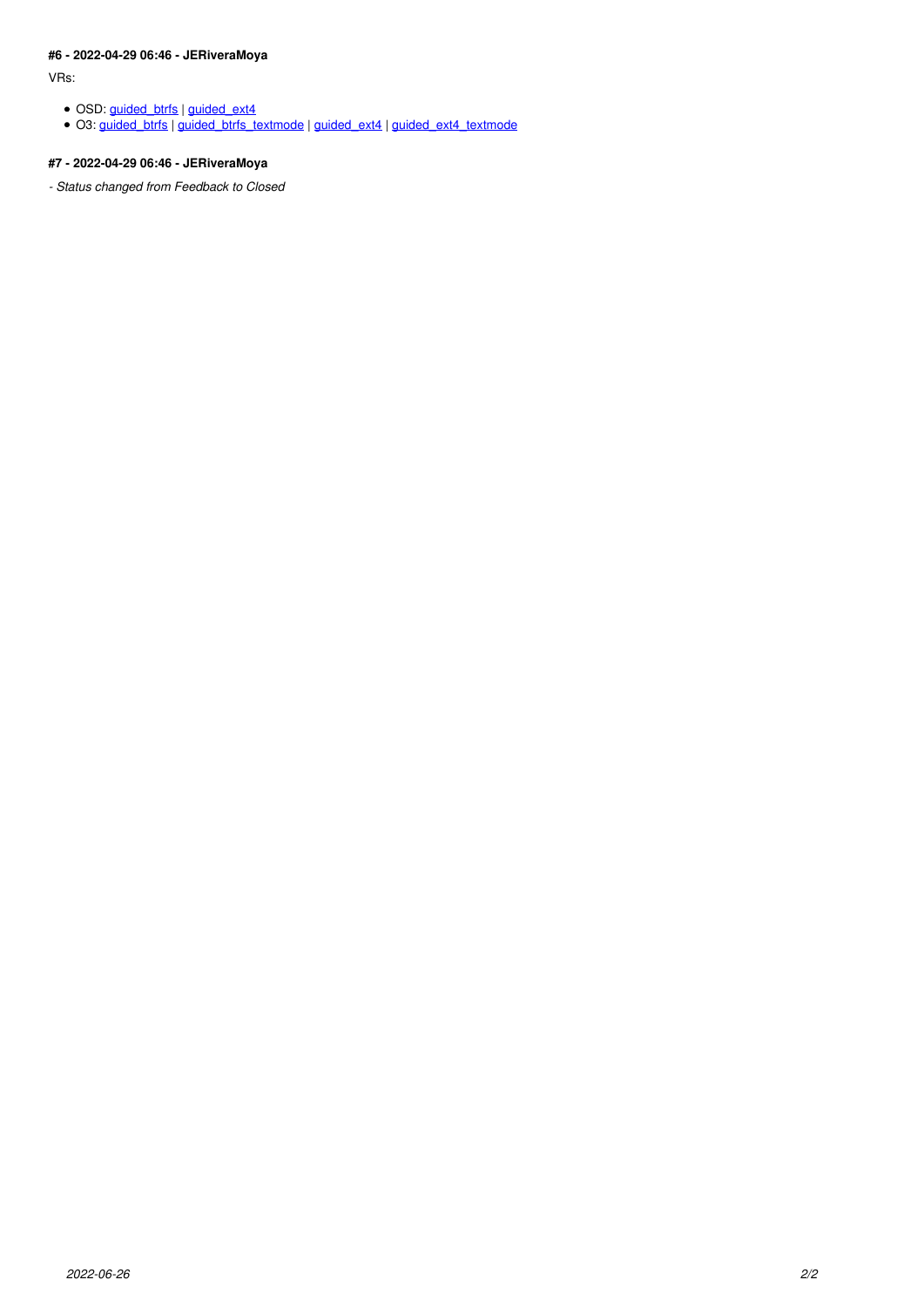#### #6 - 2022-04-29 06:46 - JERiveraMoya

VRs:

- OSD: guided_btrfs | guided_ext4
- O3: guided_btrfs | guided_btrfs_textmode | guided_ext4 | guided_ext4_textmode

#### #7 - 2022-04-29 06:46 - JERiveraMoya

*- Status changed from Feedback to Closed*